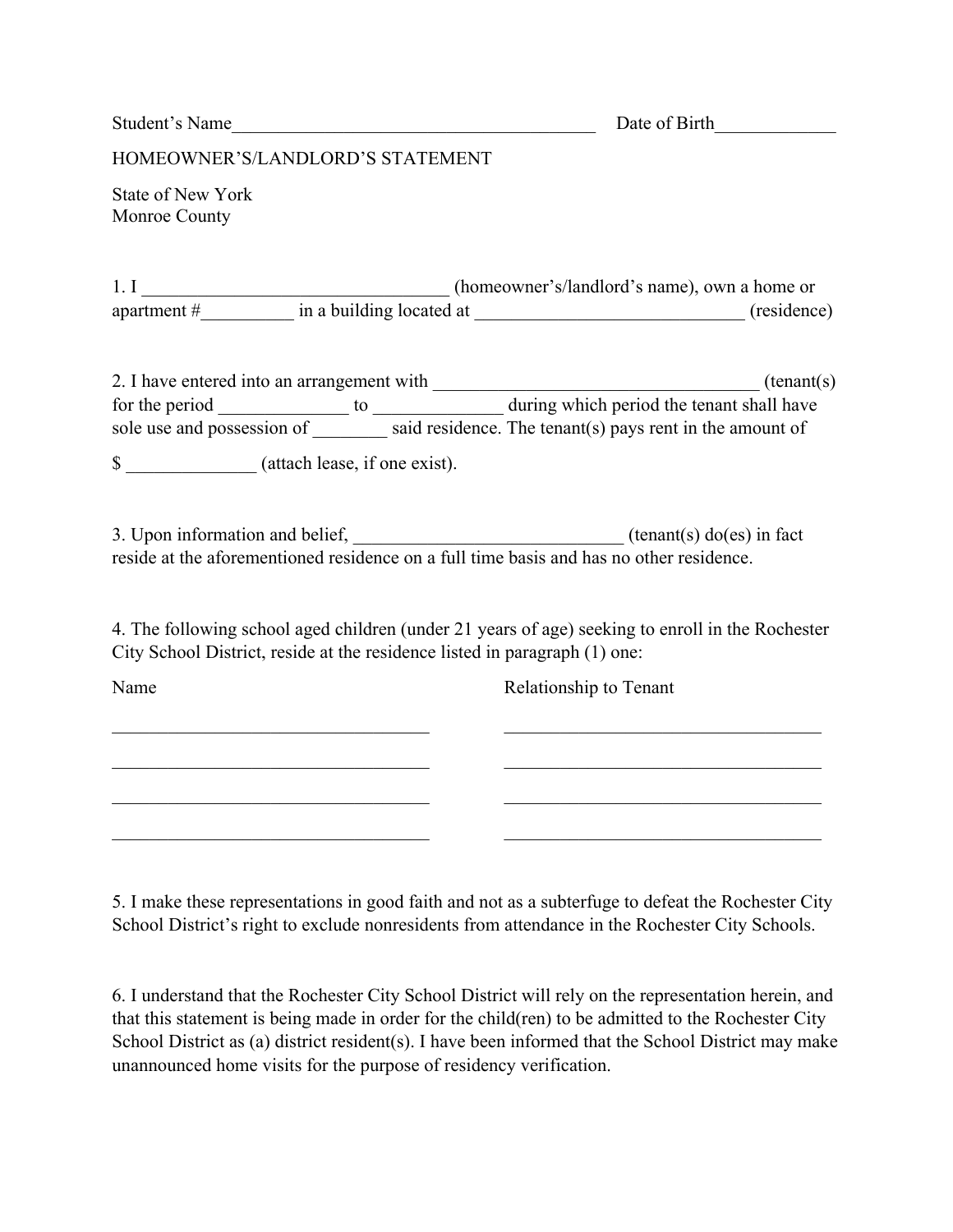Student's Name________________________________________ Date of Birth_____________

HOMEOWNER'S/LANDLORD'S STATEMENT

State of New York
Monroe County

1. I _________________________________ (homeowner's/landlord's name), own a home or apartment #__________ in a building located at _____________________________ (residence)

2. I have entered into an arrangement with ___________________________________ (tenant(s) for the period ______________ to ______________ during which period the tenant shall have sole use and possession of ________ said residence. The tenant(s) pays rent in the amount of

$ ______________ (attach lease, if one exist).

3. Upon information and belief, _____________________________ (tenant(s) do(es) in fact reside at the aforementioned residence on a full time basis and has no other residence.

4. The following school aged children (under 21 years of age) seeking to enroll in the Rochester City School District, reside at the residence listed in paragraph (1) one:

| Name | Relationship to Tenant |
|---|---|
| ___________________________________ | ___________________________________ |
| ___________________________________ | ___________________________________ |
| ___________________________________ | ___________________________________ |
| ___________________________________ | ___________________________________ |

5. I make these representations in good faith and not as a subterfuge to defeat the Rochester City School District's right to exclude nonresidents from attendance in the Rochester City Schools.

6. I understand that the Rochester City School District will rely on the representation herein, and that this statement is being made in order for the child(ren) to be admitted to the Rochester City School District as (a) district resident(s). I have been informed that the School District may make unannounced home visits for the purpose of residency verification.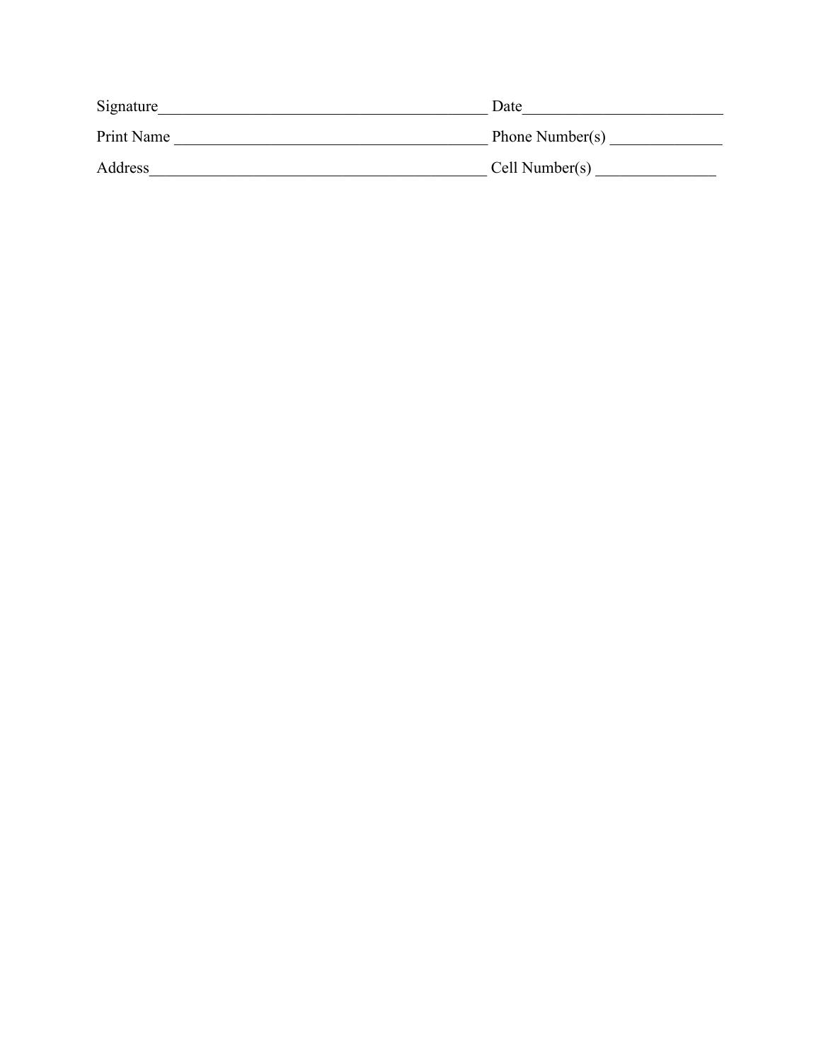Signature__________________________________________ Date_________________________

Print Name ________________________________________ Phone Number(s) ______________

Address___________________________________________ Cell Number(s) _______________